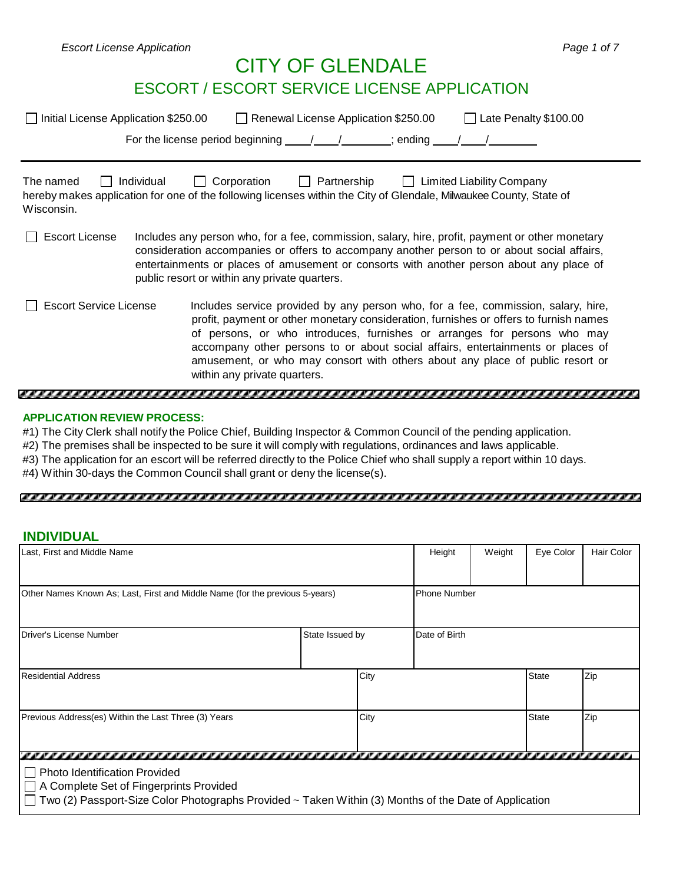# CITY OF GLENDALE

## ESCORT / ESCORT SERVICE LICENSE APPLICATION

☐ Initial License Application $250.00 ☐ Renewal License Application $250.00 ☐ Late Penalty $100.00

For the license period beginning \_\_\_\_/\_\_\_\_/\_\_\_\_\_\_\_\_; ending \_\_\_\_/\_\_\_\_/\_\_\_\_\_\_\_\_

---

The named ☐ Individual ☐ Corporation ☐ Partnership ☐ Limited Liability Company
hereby makes application for one of the following licenses within the City of Glendale, Milwaukee County, State of Wisconsin.

☐ **Escort License** — Includes any person who, for a fee, commission, salary, hire, profit, payment or other monetary consideration accompanies or offers to accompany another person to or about social affairs, entertainments or places of amusement or consorts with another person about any place of public resort or within any private quarters.

☐ **Escort Service License** — Includes service provided by any person who, for a fee, commission, salary, hire, profit, payment or other monetary consideration, furnishes or offers to furnish names of persons, or who introduces, furnishes or arranges for persons who may accompany other persons to or about social affairs, entertainments or places of amusement, or who may consort with others about any place of public resort or within any private quarters.

---

### APPLICATION REVIEW PROCESS:

#1) The City Clerk shall notify the Police Chief, Building Inspector & Common Council of the pending application.
#2) The premises shall be inspected to be sure it will comply with regulations, ordinances and laws applicable.
#3) The application for an escort will be referred directly to the Police Chief who shall supply a report within 10 days.
#4) Within 30-days the Common Council shall grant or deny the license(s).

---

### INDIVIDUAL

| Last, First and Middle Name | | | Height | Weight | Eye Color | Hair Color |
|---|---|---|---|---|---|---|
| | | | | | | |
| Other Names Known As; Last, First and Middle Name (for the previous 5-years) | | | Phone Number | | | |
| | | | | | | |
| Driver's License Number | State Issued by | | Date of Birth | | | |
| | | | | | | |
| Residential Address | | City | | | State | Zip |
| | | | | | | |
| Previous Address(es) Within the Last Three (3) Years | | City | | | State | Zip |
| | | | | | | |

☐ Photo Identification Provided
☐ A Complete Set of Fingerprints Provided
☐ Two (2) Passport-Size Color Photographs Provided ~ Taken Within (3) Months of the Date of Application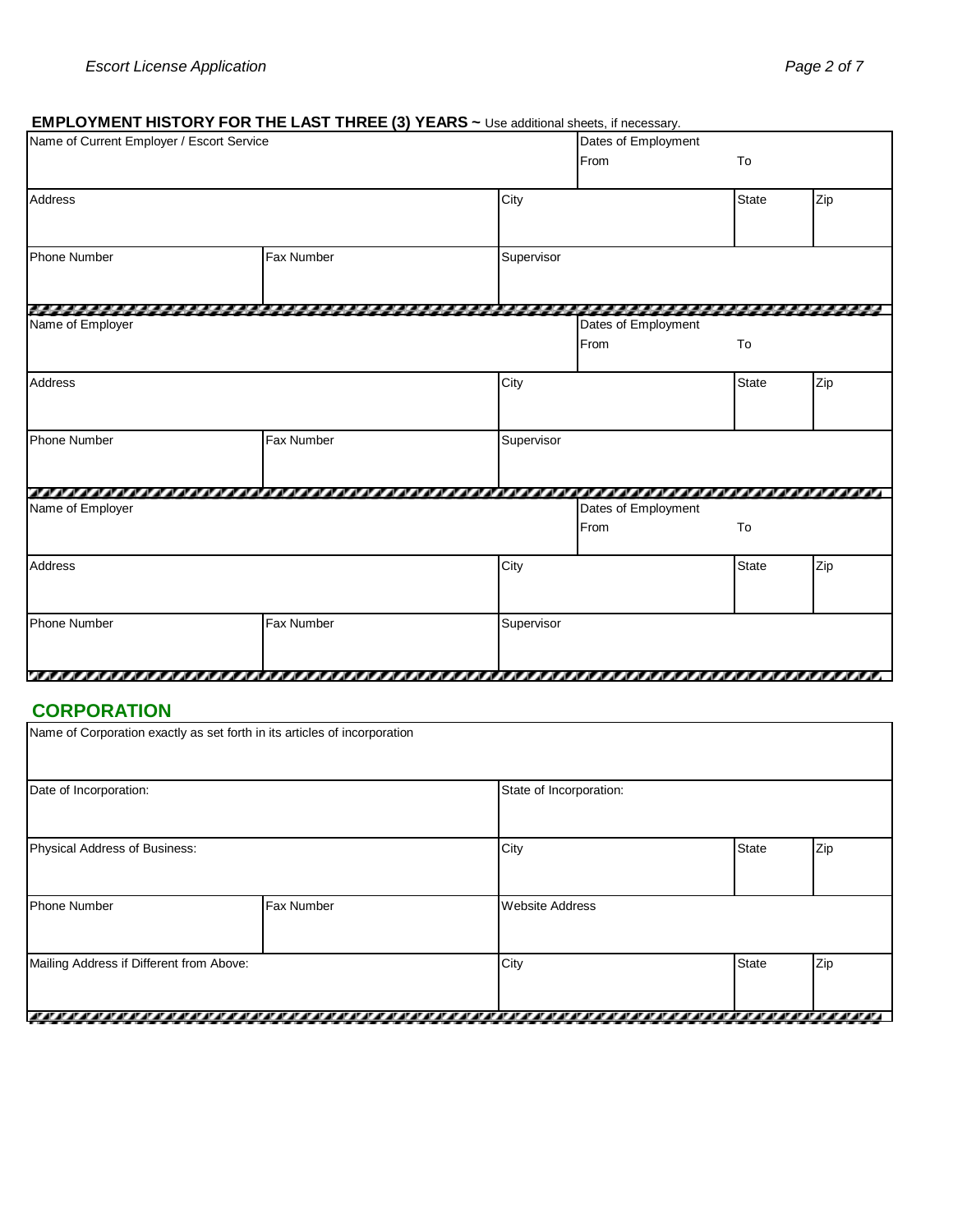## EMPLOYMENT HISTORY FOR THE LAST THREE (3) YEARS ~ Use additional sheets, if necessary.

| Name of Current Employer / Escort Service | | | Dates of Employment From | To | |
|---|---|---|---|---|---|
| Address | | City | | State | Zip |
| Phone Number | Fax Number | Supervisor | | | |

| Name of Employer | | | Dates of Employment From | To | |
|---|---|---|---|---|---|
| Address | | City | | State | Zip |
| Phone Number | Fax Number | Supervisor | | | |

| Name of Employer | | | Dates of Employment From | To | |
|---|---|---|---|---|---|
| Address | | City | | State | Zip |
| Phone Number | Fax Number | Supervisor | | | |

## CORPORATION

| Name of Corporation exactly as set forth in its articles of incorporation | | | | |
|---|---|---|---|---|
| Date of Incorporation: | | State of Incorporation: | | |
| Physical Address of Business: | | City | State | Zip |
| Phone Number | Fax Number | Website Address | | |
| Mailing Address if Different from Above: | | City | State | Zip |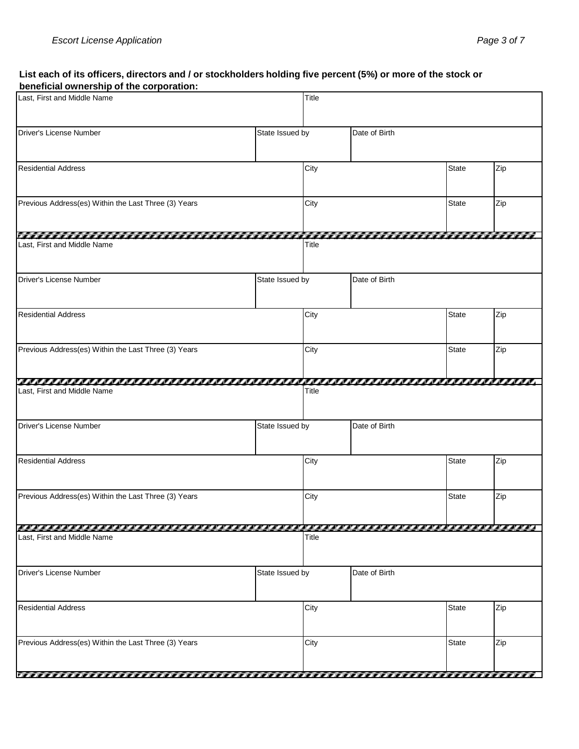**List each of its officers, directors and / or stockholders holding five percent (5%) or more of the stock or beneficial ownership of the corporation:**

| Last, First and Middle Name | | Title | | | |
|---|---|---|---|---|---|
| Driver's License Number | State Issued by | | Date of Birth | | |
| Residential Address | | City | | State | Zip |
| Previous Address(es) Within the Last Three (3) Years | | City | | State | Zip |

| Last, First and Middle Name | | Title | | | |
|---|---|---|---|---|---|
| Driver's License Number | State Issued by | | Date of Birth | | |
| Residential Address | | City | | State | Zip |
| Previous Address(es) Within the Last Three (3) Years | | City | | State | Zip |

| Last, First and Middle Name | | Title | | | |
|---|---|---|---|---|---|
| Driver's License Number | State Issued by | | Date of Birth | | |
| Residential Address | | City | | State | Zip |
| Previous Address(es) Within the Last Three (3) Years | | City | | State | Zip |

| Last, First and Middle Name | | Title | | | |
|---|---|---|---|---|---|
| Driver's License Number | State Issued by | | Date of Birth | | |
| Residential Address | | City | | State | Zip |
| Previous Address(es) Within the Last Three (3) Years | | City | | State | Zip |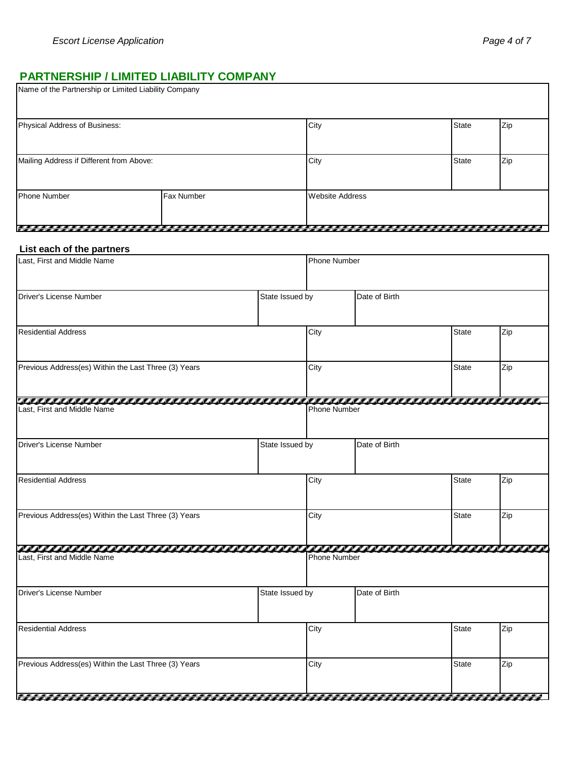## PARTNERSHIP / LIMITED LIABILITY COMPANY

| Name of the Partnership or Limited Liability Company | | | | |
|---|---|---|---|---|
| Physical Address of Business: | | City | State | Zip |
| Mailing Address if Different from Above: | | City | State | Zip |
| Phone Number | Fax Number | Website Address | | |

### List each of the partners

| Last, First and Middle Name | | Phone Number | | | |
|---|---|---|---|---|---|
| Driver's License Number | State Issued by | | Date of Birth | | |
| Residential Address | | City | | State | Zip |
| Previous Address(es) Within the Last Three (3) Years | | City | | State | Zip |

| Last, First and Middle Name | | Phone Number | | | |
|---|---|---|---|---|---|
| Driver's License Number | State Issued by | | Date of Birth | | |
| Residential Address | | City | | State | Zip |
| Previous Address(es) Within the Last Three (3) Years | | City | | State | Zip |

| Last, First and Middle Name | | Phone Number | | | |
|---|---|---|---|---|---|
| Driver's License Number | State Issued by | | Date of Birth | | |
| Residential Address | | City | | State | Zip |
| Previous Address(es) Within the Last Three (3) Years | | City | | State | Zip |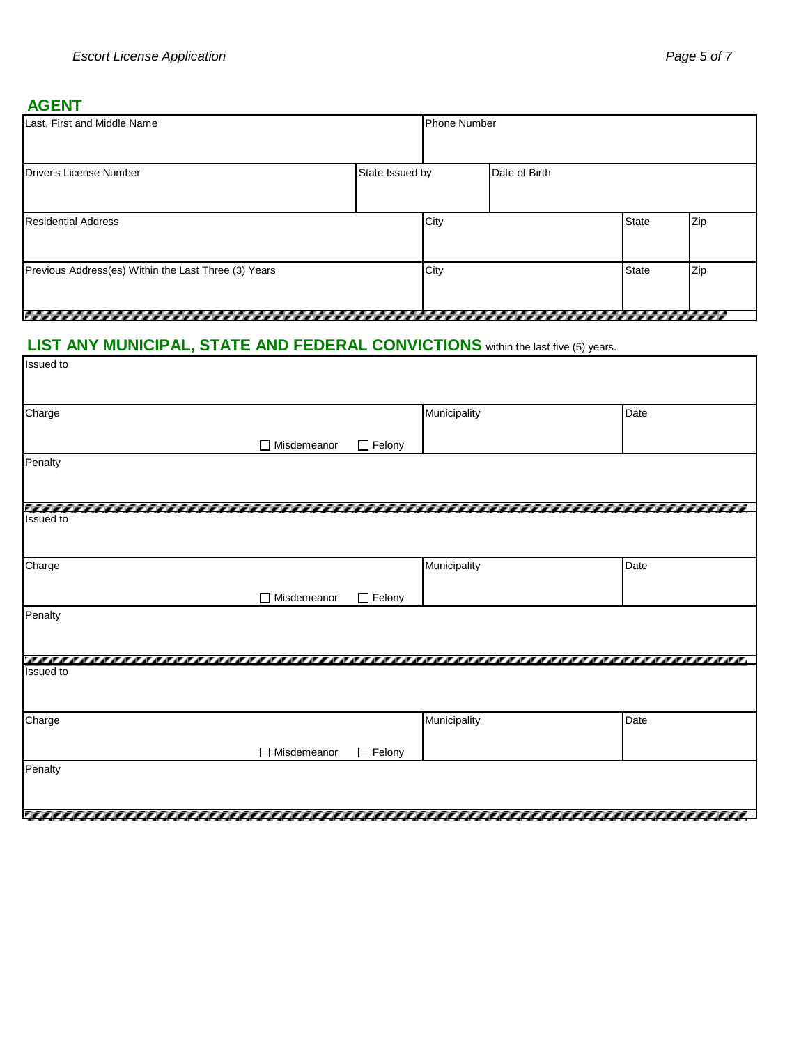## AGENT

| Last, First and Middle Name | | | Phone Number | |
|---|---|---|---|---|
| Driver's License Number | State Issued by | Date of Birth | | |
| Residential Address | City | | State | Zip |
| Previous Address(es) Within the Last Three (3) Years | City | | State | Zip |

## LIST ANY MUNICIPAL, STATE AND FEDERAL CONVICTIONS within the last five (5) years.

| Issued to | | |
|---|---|---|
| Charge<br>☐ Misdemeanor ☐ Felony | Municipality | Date |
| Penalty | | |

| Issued to | | |
|---|---|---|
| Charge<br>☐ Misdemeanor ☐ Felony | Municipality | Date |
| Penalty | | |

| Issued to | | |
|---|---|---|
| Charge<br>☐ Misdemeanor ☐ Felony | Municipality | Date |
| Penalty | | |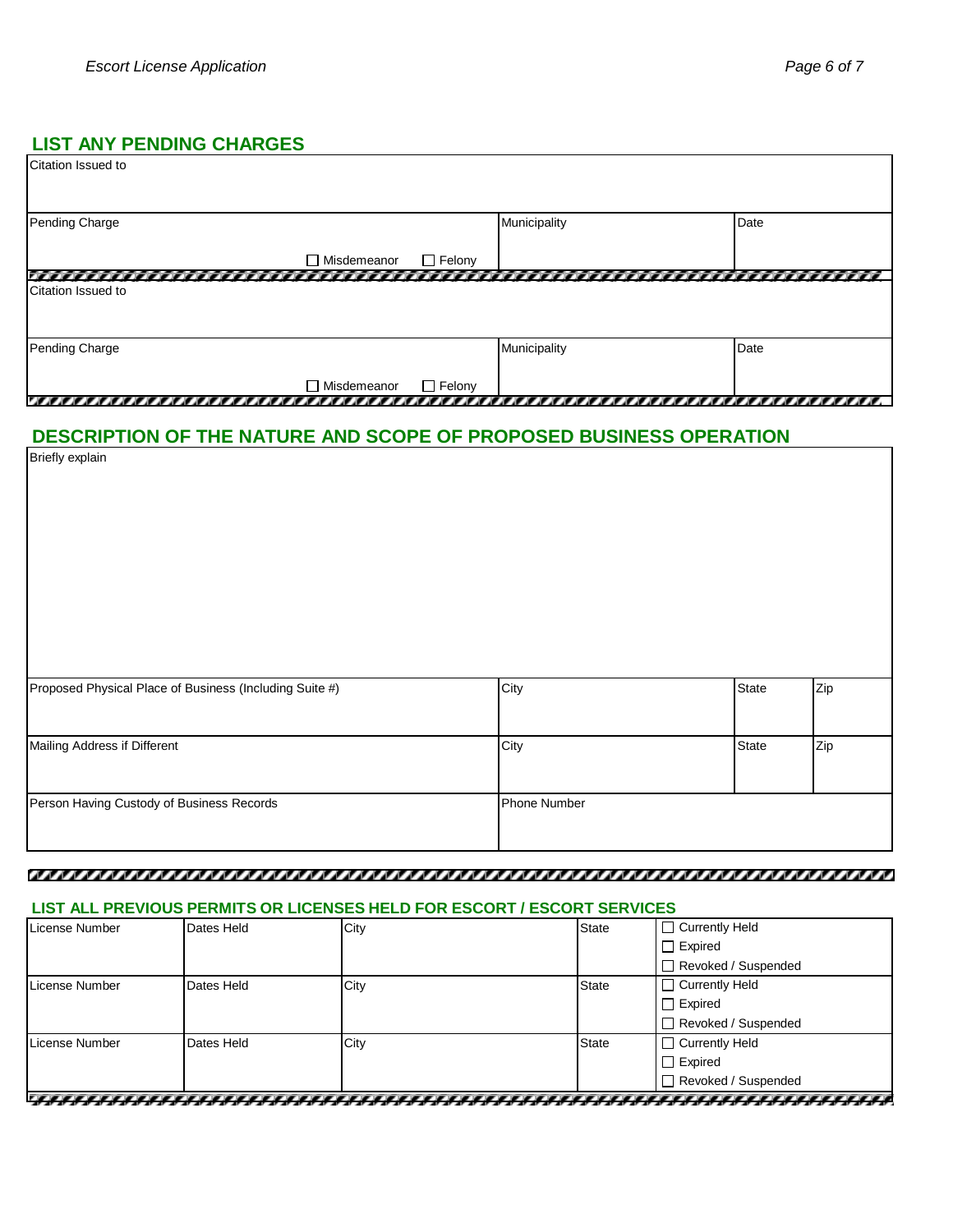## LIST ANY PENDING CHARGES

| Citation Issued to | | |
|---|---|---|
| Pending Charge<br>☐ Misdemeanor ☐ Felony | Municipality | Date |

| Citation Issued to | | |
|---|---|---|
| Pending Charge<br>☐ Misdemeanor ☐ Felony | Municipality | Date |

## DESCRIPTION OF THE NATURE AND SCOPE OF PROPOSED BUSINESS OPERATION

Briefly explain

| Proposed Physical Place of Business (Including Suite #) | City | State | Zip |
|---|---|---|---|
| Mailing Address if Different | City | State | Zip |
| Person Having Custody of Business Records | Phone Number | | |

## LIST ALL PREVIOUS PERMITS OR LICENSES HELD FOR ESCORT / ESCORT SERVICES

| License Number | Dates Held | City | State | Status |
|---|---|---|---|---|
| | | | | ☐ Currently Held<br>☐ Expired<br>☐ Revoked / Suspended |
| | | | | ☐ Currently Held<br>☐ Expired<br>☐ Revoked / Suspended |
| | | | | ☐ Currently Held<br>☐ Expired<br>☐ Revoked / Suspended |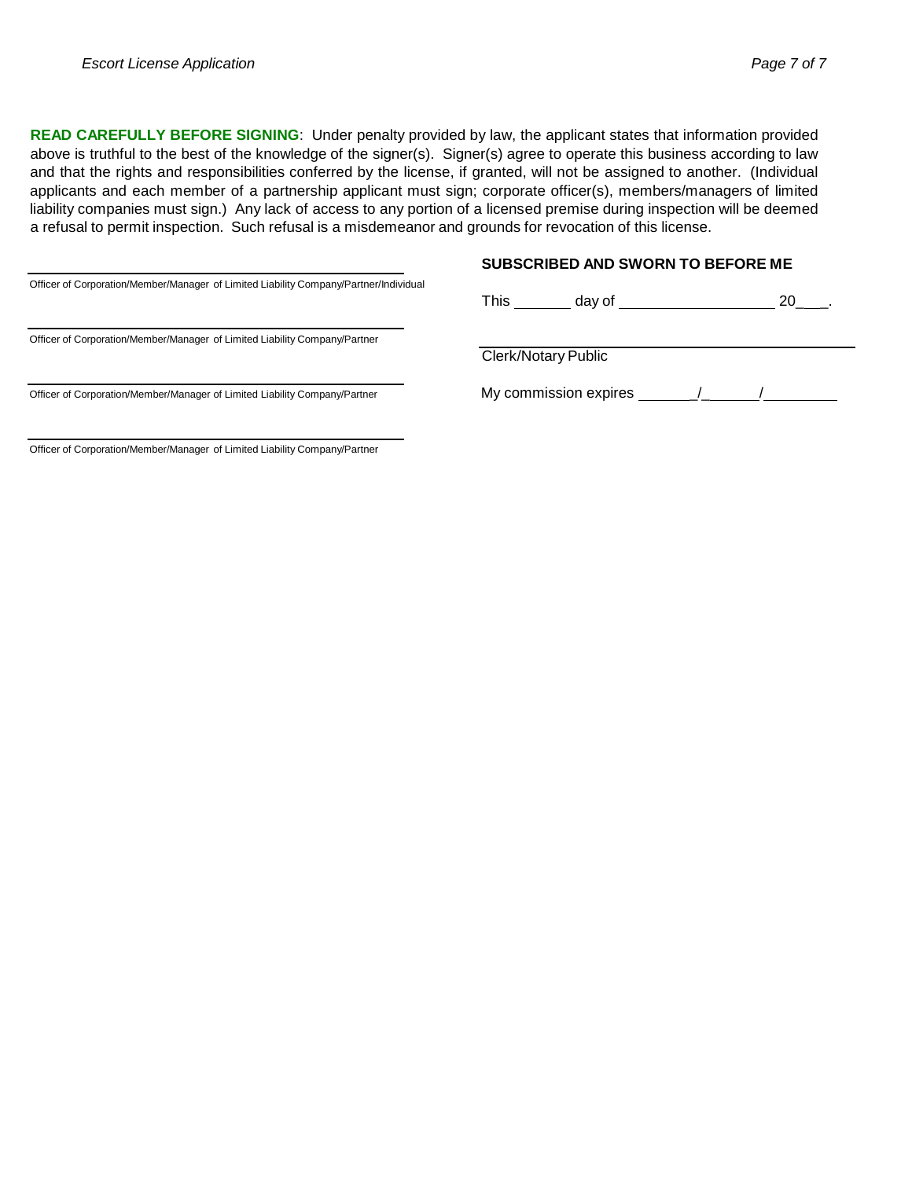**READ CAREFULLY BEFORE SIGNING**: Under penalty provided by law, the applicant states that information provided above is truthful to the best of the knowledge of the signer(s). Signer(s) agree to operate this business according to law and that the rights and responsibilities conferred by the license, if granted, will not be assigned to another. (Individual applicants and each member of a partnership applicant must sign; corporate officer(s), members/managers of limited liability companies must sign.) Any lack of access to any portion of a licensed premise during inspection will be deemed a refusal to permit inspection. Such refusal is a misdemeanor and grounds for revocation of this license.

\_\_\_\_\_\_\_\_\_\_\_\_\_\_\_\_\_\_\_\_\_\_\_\_\_\_\_\_\_\_\_\_\_\_\_\_\_\_\_\_
Officer of Corporation/Member/Manager of Limited Liability Company/Partner/Individual

\_\_\_\_\_\_\_\_\_\_\_\_\_\_\_\_\_\_\_\_\_\_\_\_\_\_\_\_\_\_\_\_\_\_\_\_\_\_\_\_
Officer of Corporation/Member/Manager of Limited Liability Company/Partner

\_\_\_\_\_\_\_\_\_\_\_\_\_\_\_\_\_\_\_\_\_\_\_\_\_\_\_\_\_\_\_\_\_\_\_\_\_\_\_\_
Officer of Corporation/Member/Manager of Limited Liability Company/Partner

\_\_\_\_\_\_\_\_\_\_\_\_\_\_\_\_\_\_\_\_\_\_\_\_\_\_\_\_\_\_\_\_\_\_\_\_\_\_\_\_
Officer of Corporation/Member/Manager of Limited Liability Company/Partner

**SUBSCRIBED AND SWORN TO BEFORE ME**

This \_\_\_\_\_\_\_ day of \_\_\_\_\_\_\_\_\_\_\_\_\_\_\_\_\_\_ 20\_\_\_.

\_\_\_\_\_\_\_\_\_\_\_\_\_\_\_\_\_\_\_\_\_\_\_\_\_\_\_\_\_\_\_\_\_\_\_\_\_\_\_\_
Clerk/Notary Public

My commission expires \_\_\_\_\_\_\_/\_\_\_\_\_\_\_/\_\_\_\_\_\_\_\_\_